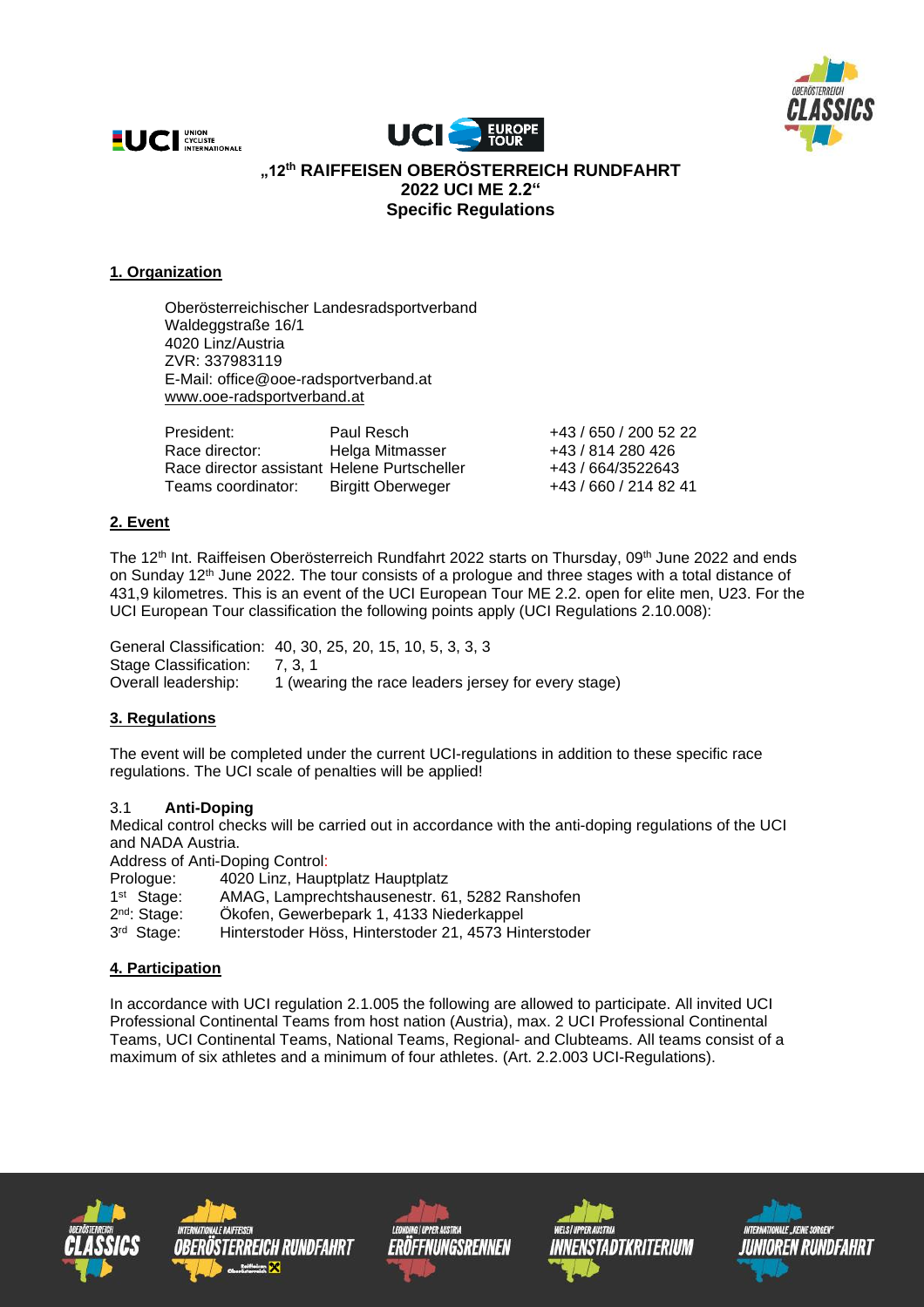# „12th RAIFFEISEN OBERÖSTERREICH RUNDFAHRT 2022 UCI ME 2.2“

## Specific Regulations

### 1. Organization

Oberösterreichischer Landesradsportverband
Waldeggstraße 16/1
4020 Linz/Austria
ZVR: 337983119
E-Mail: office@ooe-radsportverband.at
www.ooe-radsportverband.at

| | | |
|---|---|---|
| President: | Paul Resch | +43 / 650 / 200 52 22 |
| Race director: | Helga Mitmasser | +43 / 814 280 426 |
| Race director assistant | Helene Purtscheller | +43 / 664/3522643 |
| Teams coordinator: | Birgitt Oberweger | +43 / 660 / 214 82 41 |

### 2. Event

The 12th Int. Raiffeisen Oberösterreich Rundfahrt 2022 starts on Thursday, 09th June 2022 and ends on Sunday 12th June 2022. The tour consists of a prologue and three stages with a total distance of 431,9 kilometres. This is an event of the UCI European Tour ME 2.2. open for elite men, U23. For the UCI European Tour classification the following points apply (UCI Regulations 2.10.008):

| | |
|---|---|
| General Classification: | 40, 30, 25, 20, 15, 10, 5, 3, 3, 3 |
| Stage Classification: | 7, 3, 1 |
| Overall leadership: | 1 (wearing the race leaders jersey for every stage) |

### 3. Regulations

The event will be completed under the current UCI-regulations in addition to these specific race regulations. The UCI scale of penalties will be applied!

#### 3.1 Anti-Doping

Medical control checks will be carried out in accordance with the anti-doping regulations of the UCI and NADA Austria.

Address of Anti-Doping Control:

| | |
|---|---|
| Prologue: | 4020 Linz, Hauptplatz Hauptplatz |
| 1st Stage: | AMAG, Lamprechtshausenestr. 61, 5282 Ranshofen |
| 2nd: Stage: | Ökofen, Gewerbepark 1, 4133 Niederkappel |
| 3rd Stage: | Hinterstoder Höss, Hinterstoder 21, 4573 Hinterstoder |

### 4. Participation

In accordance with UCI regulation 2.1.005 the following are allowed to participate. All invited UCI Professional Continental Teams from host nation (Austria), max. 2 UCI Professional Continental Teams, UCI Continental Teams, National Teams, Regional- and Clubteams. All teams consist of a maximum of six athletes and a minimum of four athletes. (Art. 2.2.003 UCI-Regulations).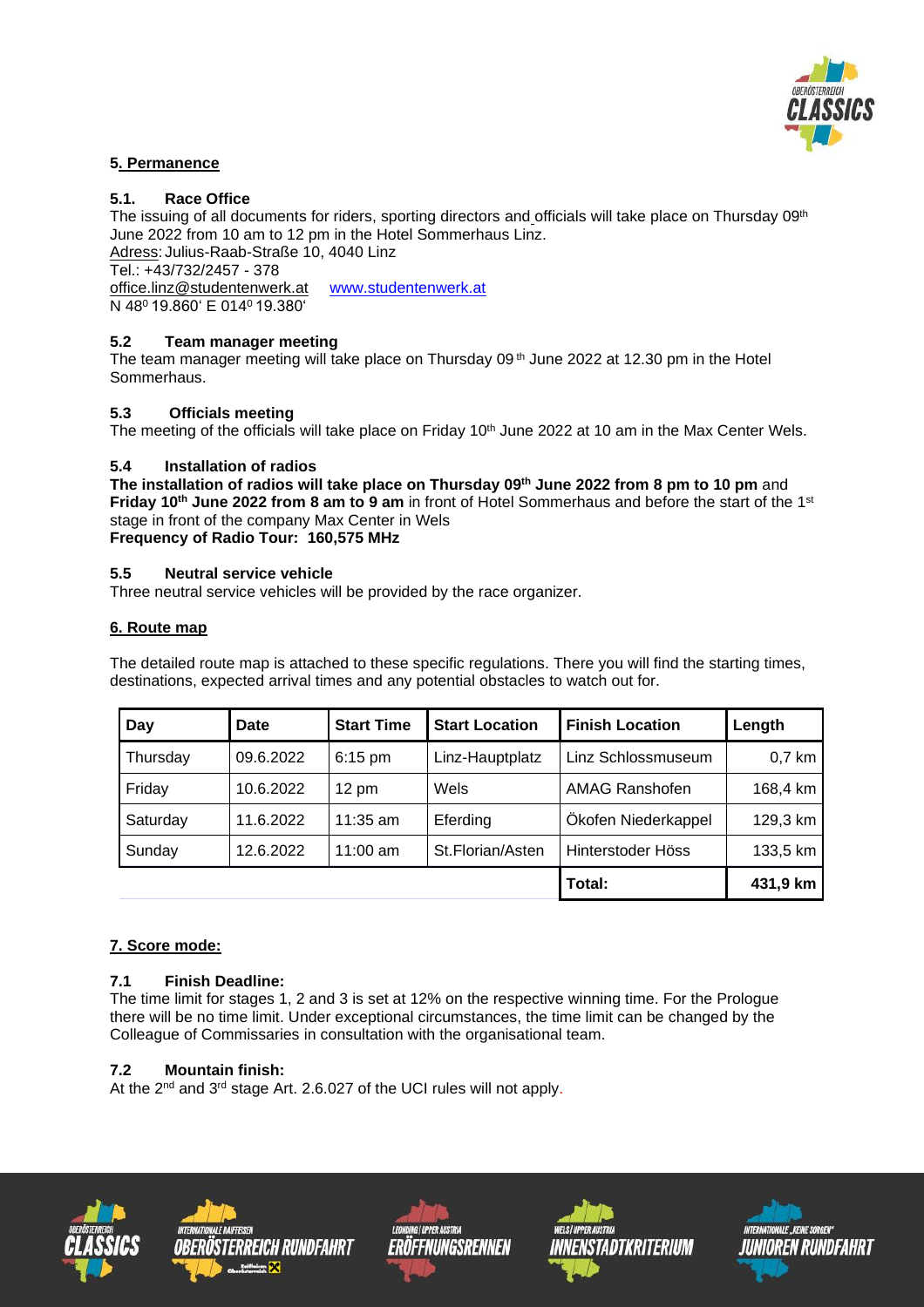## 5. Permanence

### 5.1. Race Office

The issuing of all documents for riders, sporting directors and officials will take place on Thursday 09th June 2022 from 10 am to 12 pm in the Hotel Sommerhaus Linz.
Adress: Julius-Raab-Straße 10, 4040 Linz
Tel.: +43/732/2457 - 378
office.linz@studentenwerk.at www.studentenwerk.at
N 48⁰ 19.860' E 014⁰ 19.380'

### 5.2 Team manager meeting

The team manager meeting will take place on Thursday 09 th June 2022 at 12.30 pm in the Hotel Sommerhaus.

### 5.3 Officials meeting

The meeting of the officials will take place on Friday 10th June 2022 at 10 am in the Max Center Wels.

### 5.4 Installation of radios

**The installation of radios will take place on Thursday 09th June 2022 from 8 pm to 10 pm** and **Friday 10th June 2022 from 8 am to 9 am** in front of Hotel Sommerhaus and before the start of the 1st stage in front of the company Max Center in Wels
**Frequency of Radio Tour: 160,575 MHz**

### 5.5 Neutral service vehicle

Three neutral service vehicles will be provided by the race organizer.

## 6. Route map

The detailed route map is attached to these specific regulations. There you will find the starting times, destinations, expected arrival times and any potential obstacles to watch out for.

| Day | Date | Start Time | Start Location | Finish Location | Length |
|---|---|---|---|---|---|
| Thursday | 09.6.2022 | 6:15 pm | Linz-Hauptplatz | Linz Schlossmuseum | 0,7 km |
| Friday | 10.6.2022 | 12 pm | Wels | AMAG Ranshofen | 168,4 km |
| Saturday | 11.6.2022 | 11:35 am | Eferding | Ökofen Niederkappel | 129,3 km |
| Sunday | 12.6.2022 | 11:00 am | St.Florian/Asten | Hinterstoder Höss | 133,5 km |
| | | | | **Total:** | **431,9 km** |

## 7. Score mode:

### 7.1 Finish Deadline:

The time limit for stages 1, 2 and 3 is set at 12% on the respective winning time. For the Prologue there will be no time limit. Under exceptional circumstances, the time limit can be changed by the Colleague of Commissaries in consultation with the organisational team.

### 7.2 Mountain finish:

At the 2nd and 3rd stage Art. 2.6.027 of the UCI rules will not apply.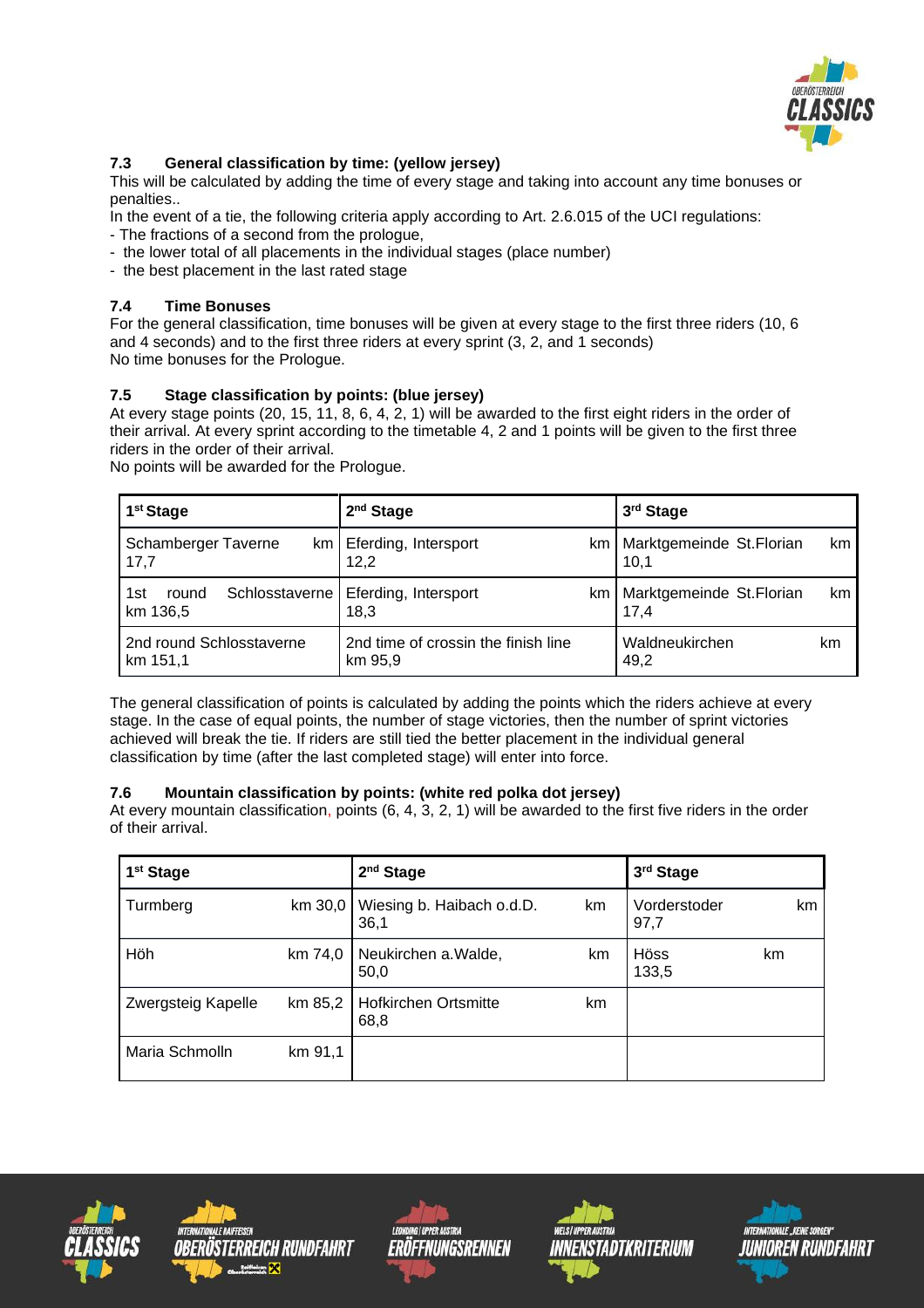### 7.3 General classification by time: (yellow jersey)

This will be calculated by adding the time of every stage and taking into account any time bonuses or penalties..

In the event of a tie, the following criteria apply according to Art. 2.6.015 of the UCI regulations:

- The fractions of a second from the prologue,
- the lower total of all placements in the individual stages (place number)
- the best placement in the last rated stage

### 7.4 Time Bonuses

For the general classification, time bonuses will be given at every stage to the first three riders (10, 6 and 4 seconds) and to the first three riders at every sprint (3, 2, and 1 seconds)
No time bonuses for the Prologue.

### 7.5 Stage classification by points: (blue jersey)

At every stage points (20, 15, 11, 8, 6, 4, 2, 1) will be awarded to the first eight riders in the order of their arrival. At every sprint according to the timetable 4, 2 and 1 points will be given to the first three riders in the order of their arrival.
No points will be awarded for the Prologue.

| 1st Stage | 2nd Stage | 3rd Stage |
|---|---|---|
| Schamberger Taverne km 17,7 | Eferding, Intersport km 12,2 | Marktgemeinde St.Florian km 10,1 |
| 1st round Schlosstaverne km 136,5 | Eferding, Intersport km 18,3 | Marktgemeinde St.Florian km 17,4 |
| 2nd round Schlosstaverne km 151,1 | 2nd time of crossin the finish line km 95,9 | Waldneukirchen km 49,2 |

The general classification of points is calculated by adding the points which the riders achieve at every stage. In the case of equal points, the number of stage victories, then the number of sprint victories achieved will break the tie. If riders are still tied the better placement in the individual general classification by time (after the last completed stage) will enter into force.

### 7.6 Mountain classification by points: (white red polka dot jersey)

At every mountain classification, points (6, 4, 3, 2, 1) will be awarded to the first five riders in the order of their arrival.

| 1st Stage | 2nd Stage | 3rd Stage |
|---|---|---|
| Turmberg km 30,0 | Wiesing b. Haibach o.d.D. km 36,1 | Vorderstoder km 97,7 |
| Höh km 74,0 | Neukirchen a.Walde, km 50,0 | Höss km 133,5 |
| Zwergsteig Kapelle km 85,2 | Hofkirchen Ortsmitte km 68,8 | |
| Maria Schmolln km 91,1 | | |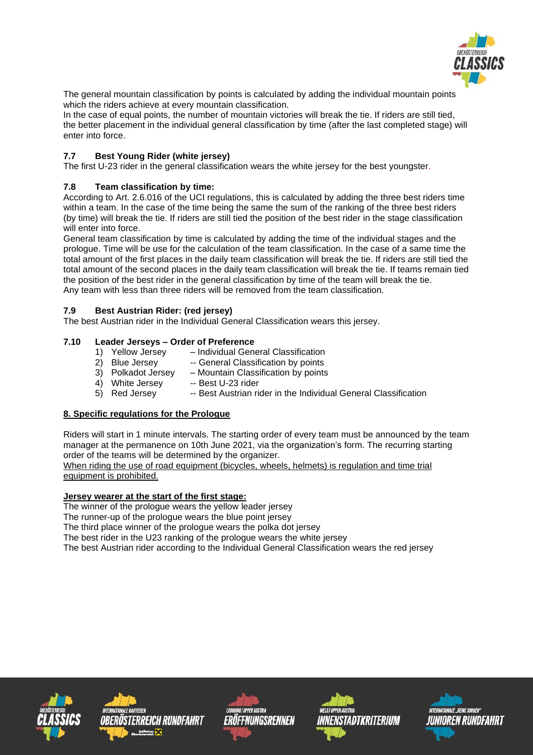The general mountain classification by points is calculated by adding the individual mountain points which the riders achieve at every mountain classification.

In the case of equal points, the number of mountain victories will break the tie. If riders are still tied, the better placement in the individual general classification by time (after the last completed stage) will enter into force.

### 7.7 Best Young Rider (white jersey)

The first U-23 rider in the general classification wears the white jersey for the best youngster.

### 7.8 Team classification by time:

According to Art. 2.6.016 of the UCI regulations, this is calculated by adding the three best riders time within a team. In the case of the time being the same the sum of the ranking of the three best riders (by time) will break the tie. If riders are still tied the position of the best rider in the stage classification will enter into force.

General team classification by time is calculated by adding the time of the individual stages and the prologue. Time will be use for the calculation of the team classification. In the case of a same time the total amount of the first places in the daily team classification will break the tie. If riders are still tied the total amount of the second places in the daily team classification will break the tie. If teams remain tied the position of the best rider in the general classification by time of the team will break the tie.

Any team with less than three riders will be removed from the team classification.

### 7.9 Best Austrian Rider: (red jersey)

The best Austrian rider in the Individual General Classification wears this jersey.

### 7.10 Leader Jerseys – Order of Preference

1) Yellow Jersey – Individual General Classification
2) Blue Jersey -- General Classification by points
3) Polkadot Jersey – Mountain Classification by points
4) White Jersey -- Best U-23 rider
5) Red Jersey -- Best Austrian rider in the Individual General Classification

## 8. Specific regulations for the Prologue

Riders will start in 1 minute intervals. The starting order of every team must be announced by the team manager at the permanence on 10th June 2021, via the organization's form. The recurring starting order of the teams will be determined by the organizer.

When riding the use of road equipment (bicycles, wheels, helmets) is regulation and time trial equipment is prohibited.

**Jersey wearer at the start of the first stage:**

The winner of the prologue wears the yellow leader jersey

The runner-up of the prologue wears the blue point jersey

The third place winner of the prologue wears the polka dot jersey

The best rider in the U23 ranking of the prologue wears the white jersey

The best Austrian rider according to the Individual General Classification wears the red jersey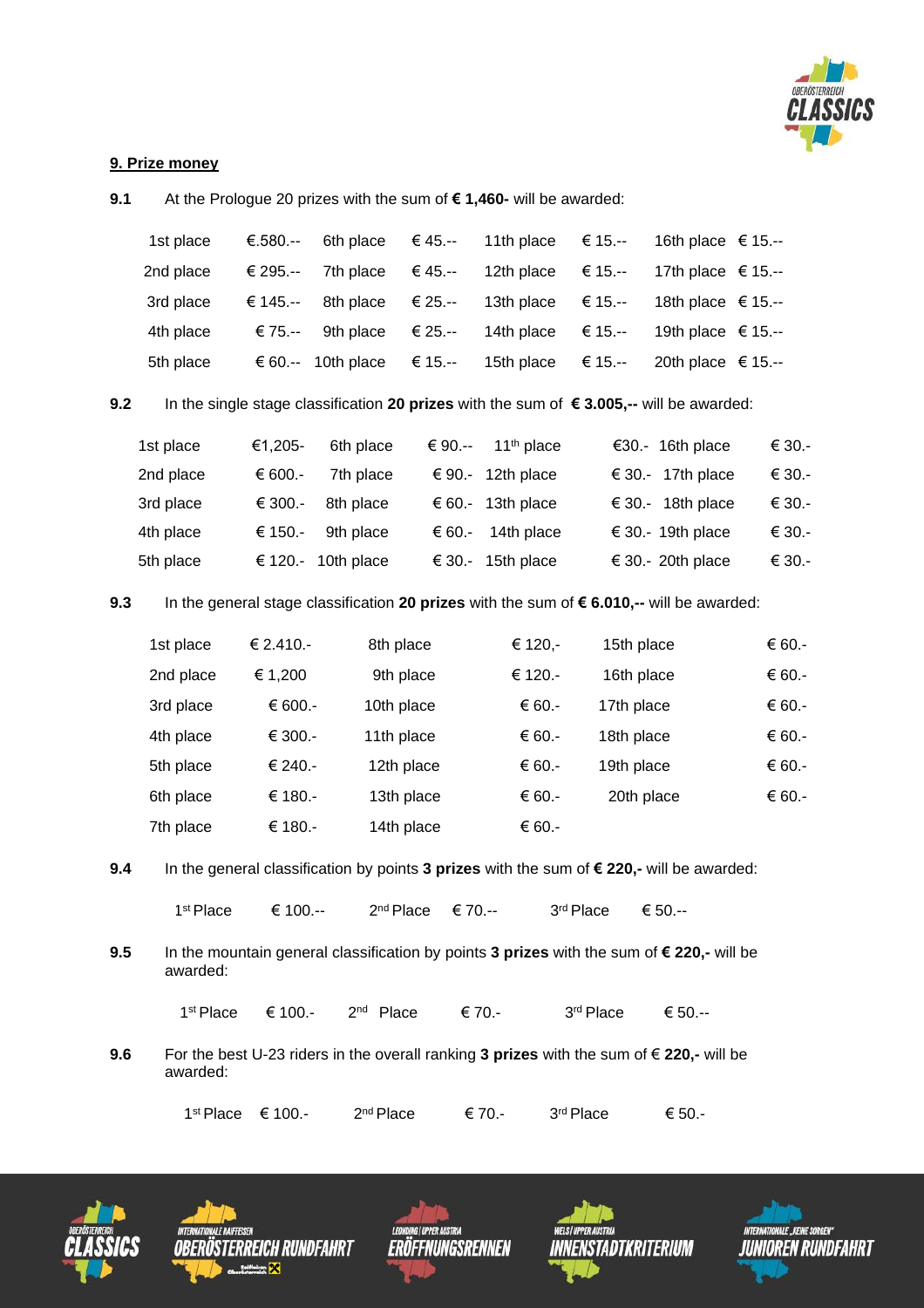**9. Prize money**

**9.1** At the Prologue 20 prizes with the sum of **€ 1,460-** will be awarded:

| | | | | | | | |
|---|---|---|---|---|---|---|---|
| 1st place | €.580.-- | 6th place | € 45.-- | 11th place | € 15.-- | 16th place | € 15.-- |
| 2nd place | € 295.-- | 7th place | € 45.-- | 12th place | € 15.-- | 17th place | € 15.-- |
| 3rd place | € 145.-- | 8th place | € 25.-- | 13th place | € 15.-- | 18th place | € 15.-- |
| 4th place | € 75.-- | 9th place | € 25.-- | 14th place | € 15.-- | 19th place | € 15.-- |
| 5th place | € 60.-- | 10th place | € 15.-- | 15th place | € 15.-- | 20th place | € 15.-- |

**9.2** In the single stage classification **20 prizes** with the sum of **€ 3.005,--** will be awarded:

| | | | | | | | |
|---|---|---|---|---|---|---|---|
| 1st place | €1,205- | 6th place | € 90.-- | 11th place | €30.- | 16th place | € 30.- |
| 2nd place | € 600.- | 7th place | € 90.- | 12th place | € 30.- | 17th place | € 30.- |
| 3rd place | € 300.- | 8th place | € 60.- | 13th place | € 30.- | 18th place | € 30.- |
| 4th place | € 150.- | 9th place | € 60.- | 14th place | € 30.- | 19th place | € 30.- |
| 5th place | € 120.- | 10th place | € 30.- | 15th place | € 30.- | 20th place | € 30.- |

**9.3** In the general stage classification **20 prizes** with the sum of **€ 6.010,--** will be awarded:

| | | | | | |
|---|---|---|---|---|---|
| 1st place | € 2.410.- | 8th place | € 120,- | 15th place | € 60.- |
| 2nd place | € 1,200 | 9th place | € 120.- | 16th place | € 60.- |
| 3rd place | € 600.- | 10th place | € 60.- | 17th place | € 60.- |
| 4th place | € 300.- | 11th place | € 60.- | 18th place | € 60.- |
| 5th place | € 240.- | 12th place | € 60.- | 19th place | € 60.- |
| 6th place | € 180.- | 13th place | € 60.- | 20th place | € 60.- |
| 7th place | € 180.- | 14th place | € 60.- | | |

**9.4** In the general classification by points **3 prizes** with the sum of **€ 220,-** will be awarded:

1st Place € 100.-- 2nd Place € 70.-- 3rd Place € 50.--

**9.5** In the mountain general classification by points **3 prizes** with the sum of **€ 220,-** will be awarded:

1st Place € 100.- 2nd Place € 70.- 3rd Place € 50.--

**9.6** For the best U-23 riders in the overall ranking **3 prizes** with the sum of € **220,-** will be awarded:

1st Place € 100.- 2nd Place € 70.- 3rd Place € 50.-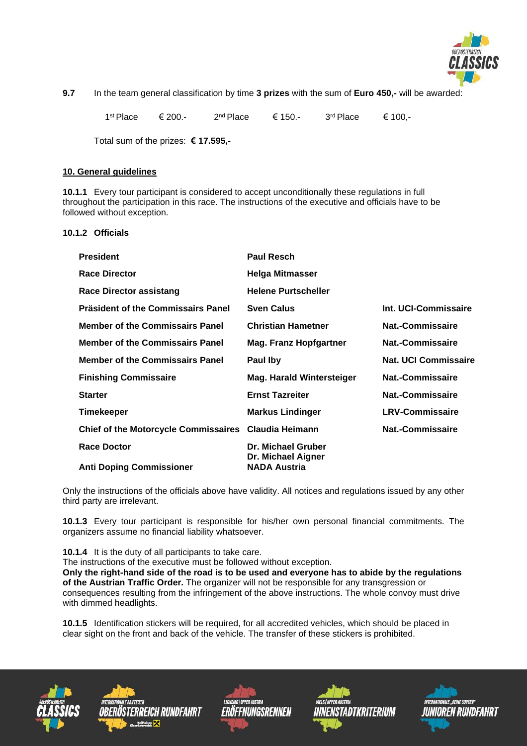**9.7** In the team general classification by time **3 prizes** with the sum of **Euro 450,-** will be awarded:

| 1st Place | € 200.- | 2nd Place | € 150.- | 3rd Place | € 100,- |
|---|---|---|---|---|---|

Total sum of the prizes: **€ 17.595,-**

## 10. General guidelines

**10.1.1** Every tour participant is considered to accept unconditionally these regulations in full throughout the participation in this race. The instructions of the executive and officials have to be followed without exception.

**10.1.2 Officials**

| | | |
|---|---|---|
| **President** | **Paul Resch** | |
| **Race Director** | **Helga Mitmasser** | |
| **Race Director assistang** | **Helene Purtscheller** | |
| **Präsident of the Commissairs Panel** | **Sven Calus** | **Int. UCI-Commissaire** |
| **Member of the Commissairs Panel** | **Christian Hametner** | **Nat.-Commissaire** |
| **Member of the Commissairs Panel** | **Mag. Franz Hopfgartner** | **Nat.-Commissaire** |
| **Member of the Commissairs Panel** | **Paul Iby** | **Nat. UCI Commissaire** |
| **Finishing Commissaire** | **Mag. Harald Wintersteiger** | **Nat.-Commissaire** |
| **Starter** | **Ernst Tazreiter** | **Nat.-Commissaire** |
| **Timekeeper** | **Markus Lindinger** | **LRV-Commissaire** |
| **Chief of the Motorcycle Commissaires** | **Claudia Heimann** | **Nat.-Commissaire** |
| **Race Doctor** | **Dr. Michael Gruber**<br>**Dr. Michael Aigner** | |
| **Anti Doping Commissioner** | **NADA Austria** | |

Only the instructions of the officials above have validity. All notices and regulations issued by any other third party are irrelevant.

**10.1.3** Every tour participant is responsible for his/her own personal financial commitments. The organizers assume no financial liability whatsoever.

**10.1.4** It is the duty of all participants to take care.
The instructions of the executive must be followed without exception.
**Only the right-hand side of the road is to be used and everyone has to abide by the regulations of the Austrian Traffic Order.** The organizer will not be responsible for any transgression or consequences resulting from the infringement of the above instructions. The whole convoy must drive with dimmed headlights.

**10.1.5** Identification stickers will be required, for all accredited vehicles, which should be placed in clear sight on the front and back of the vehicle. The transfer of these stickers is prohibited.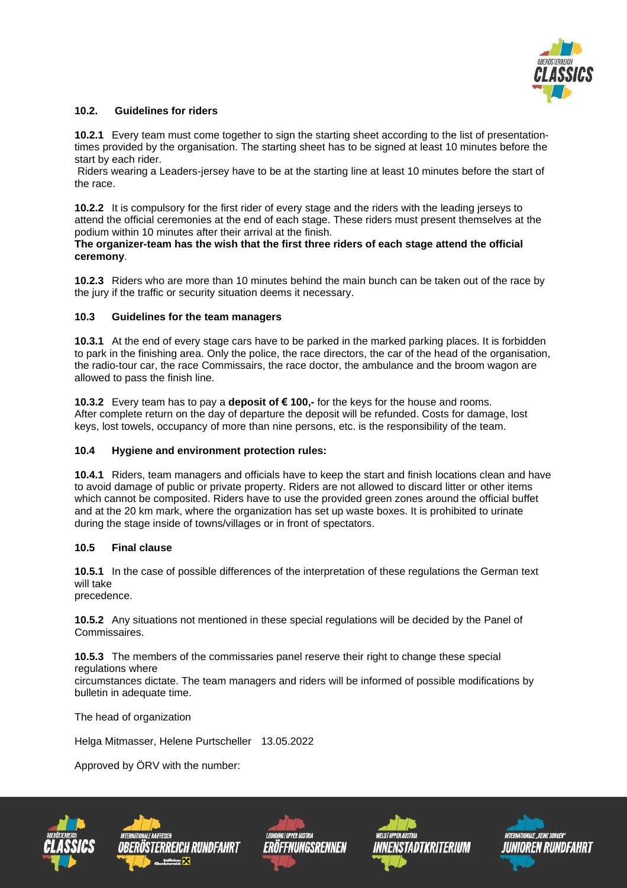### 10.2. Guidelines for riders

**10.2.1** Every team must come together to sign the starting sheet according to the list of presentation-times provided by the organisation. The starting sheet has to be signed at least 10 minutes before the start by each rider.
Riders wearing a Leaders-jersey have to be at the starting line at least 10 minutes before the start of the race.

**10.2.2** It is compulsory for the first rider of every stage and the riders with the leading jerseys to attend the official ceremonies at the end of each stage. These riders must present themselves at the podium within 10 minutes after their arrival at the finish.
**The organizer-team has the wish that the first three riders of each stage attend the official ceremony**.

**10.2.3** Riders who are more than 10 minutes behind the main bunch can be taken out of the race by the jury if the traffic or security situation deems it necessary.

### 10.3 Guidelines for the team managers

**10.3.1** At the end of every stage cars have to be parked in the marked parking places. It is forbidden to park in the finishing area. Only the police, the race directors, the car of the head of the organisation, the radio-tour car, the race Commissairs, the race doctor, the ambulance and the broom wagon are allowed to pass the finish line.

**10.3.2** Every team has to pay a **deposit of € 100,-** for the keys for the house and rooms. After complete return on the day of departure the deposit will be refunded. Costs for damage, lost keys, lost towels, occupancy of more than nine persons, etc. is the responsibility of the team.

### 10.4 Hygiene and environment protection rules:

**10.4.1** Riders, team managers and officials have to keep the start and finish locations clean and have to avoid damage of public or private property. Riders are not allowed to discard litter or other items which cannot be composited. Riders have to use the provided green zones around the official buffet and at the 20 km mark, where the organization has set up waste boxes. It is prohibited to urinate during the stage inside of towns/villages or in front of spectators.

### 10.5 Final clause

**10.5.1** In the case of possible differences of the interpretation of these regulations the German text will take
precedence.

**10.5.2** Any situations not mentioned in these special regulations will be decided by the Panel of Commissaires.

**10.5.3** The members of the commissaries panel reserve their right to change these special regulations where
circumstances dictate. The team managers and riders will be informed of possible modifications by bulletin in adequate time.

The head of organization

Helga Mitmasser, Helene Purtscheller 13.05.2022

Approved by ÖRV with the number: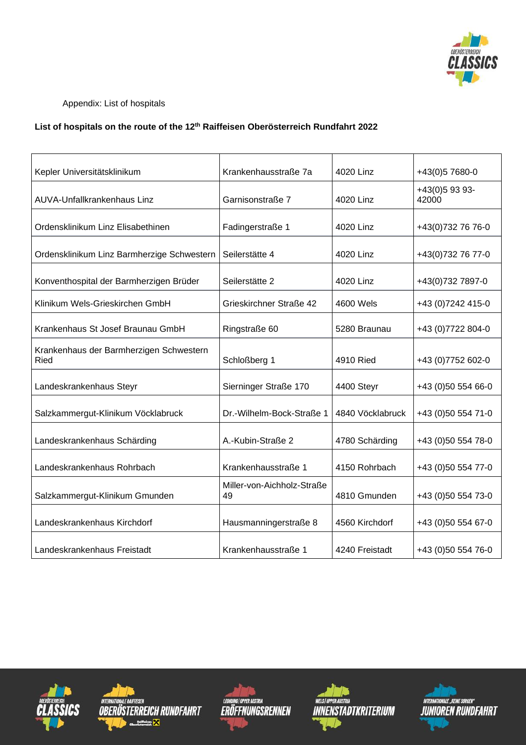Appendix: List of hospitals

**List of hospitals on the route of the 12th Raiffeisen Oberösterreich Rundfahrt 2022**

| | | | |
|---|---|---|---|
| Kepler Universitätsklinikum | Krankenhausstraße 7a | 4020 Linz | +43(0)5 7680-0 |
| AUVA-Unfallkrankenhaus Linz | Garnisonstraße 7 | 4020 Linz | +43(0)5 93 93-42000 |
| Ordensklinikum Linz Elisabethinen | Fadingerstraße 1 | 4020 Linz | +43(0)732 76 76-0 |
| Ordensklinikum Linz Barmherzige Schwestern | Seilerstätte 4 | 4020 Linz | +43(0)732 76 77-0 |
| Konventhospital der Barmherzigen Brüder | Seilerstätte 2 | 4020 Linz | +43(0)732 7897-0 |
| Klinikum Wels-Grieskirchen GmbH | Grieskirchner Straße 42 | 4600 Wels | +43 (0)7242 415-0 |
| Krankenhaus St Josef Braunau GmbH | Ringstraße 60 | 5280 Braunau | +43 (0)7722 804-0 |
| Krankenhaus der Barmherzigen Schwestern Ried | Schloßberg 1 | 4910 Ried | +43 (0)7752 602-0 |
| Landeskrankenhaus Steyr | Sierninger Straße 170 | 4400 Steyr | +43 (0)50 554 66-0 |
| Salzkammergut-Klinikum Vöcklabruck | Dr.-Wilhelm-Bock-Straße 1 | 4840 Vöcklabruck | +43 (0)50 554 71-0 |
| Landeskrankenhaus Schärding | A.-Kubin-Straße 2 | 4780 Schärding | +43 (0)50 554 78-0 |
| Landeskrankenhaus Rohrbach | Krankenhausstraße 1 | 4150 Rohrbach | +43 (0)50 554 77-0 |
| Salzkammergut-Klinikum Gmunden | Miller-von-Aichholz-Straße 49 | 4810 Gmunden | +43 (0)50 554 73-0 |
| Landeskrankenhaus Kirchdorf | Hausmanningerstraße 8 | 4560 Kirchdorf | +43 (0)50 554 67-0 |
| Landeskrankenhaus Freistadt | Krankenhausstraße 1 | 4240 Freistadt | +43 (0)50 554 76-0 |